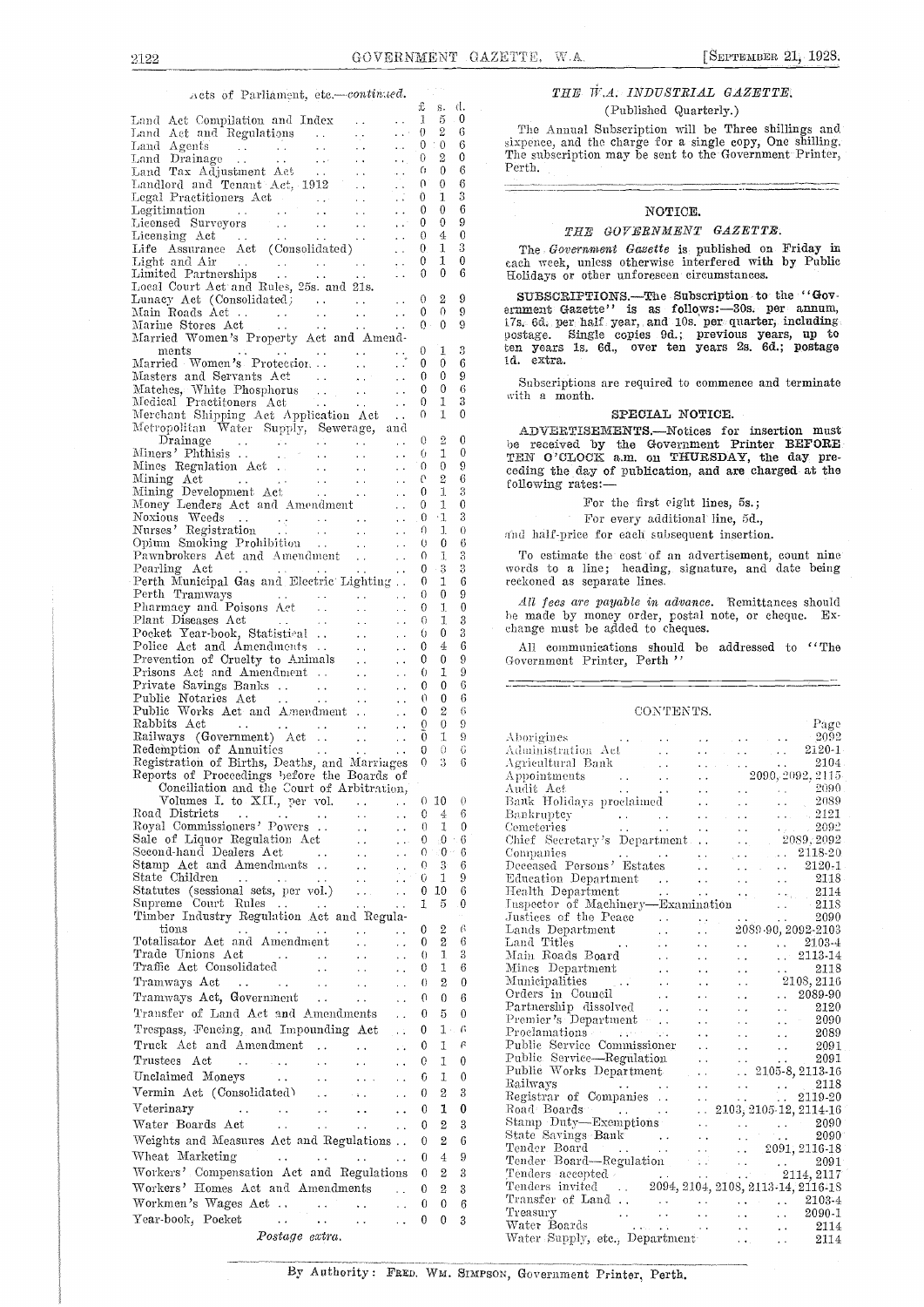Acts of Parliament, etc.—*continued*.

| | £ | s. | d. |
|---|---|---|---|
| Land Act Compilation and Index | 1 | 5 | 0 |
| Land Act and Regulations | 0 | 2 | 6 |
| Land Agents | 0 | 0 | 6 |
| Land Drainage | 0 | 2 | 0 |
| Land Tax Adjustment Act | 0 | 0 | 6 |
| Landlord and Tenant Act, 1912 | 0 | 0 | 6 |
| Legal Practitioners Act | 0 | 1 | 3 |
| Legitimation | 0 | 0 | 6 |
| Licensed Surveyors | 0 | 0 | 9 |
| Licensing Act | 0 | 4 | 0 |
| Life Assurance Act (Consolidated) | 0 | 1 | 3 |
| Light and Air | 0 | 1 | 0 |
| Limited Partnerships | 0 | 0 | 6 |
| Local Court Act and Rules, 25s. and 21s. | | | |
| Lunacy Act (Consolidated) | 0 | 2 | 9 |
| Main Roads Act | 0 | 0 | 9 |
| Marine Stores Act | 0 | 0 | 9 |
| Married Women's Property Act and Amendments | 0 | 1 | 3 |
| Married Women's Protection | 0 | 0 | 6 |
| Masters and Servants Act | 0 | 0 | 9 |
| Matches, White Phosphorus | 0 | 0 | 6 |
| Medical Practitioners Act | 0 | 1 | 3 |
| Merchant Shipping Act Application Act | 0 | 1 | 0 |
| Metropolitan Water Supply, Sewerage, and Drainage | 0 | 2 | 0 |
| Miners' Phthisis | 0 | 1 | 0 |
| Mines Regulation Act | 0 | 0 | 9 |
| Mining Act | 0 | 2 | 6 |
| Mining Development Act | 0 | 1 | 3 |
| Money Lenders Act and Amendment | 0 | 1 | 0 |
| Noxious Weeds | 0 | 1 | 3 |
| Nurses' Registration | 0 | 1 | 0 |
| Opium Smoking Prohibition | 0 | 0 | 6 |
| Pawnbrokers Act and Amendment | 0 | 1 | 3 |
| Pearling Act | 0 | 3 | 3 |
| Perth Municipal Gas and Electric Lighting | 0 | 1 | 6 |
| Perth Tramways | 0 | 0 | 9 |
| Pharmacy and Poisons Act | 0 | 1 | 0 |
| Plant Diseases Act | 0 | 1 | 3 |
| Pocket Year-book, Statistical | 0 | 0 | 3 |
| Police Act and Amendments | 0 | 4 | 6 |
| Prevention of Cruelty to Animals | 0 | 0 | 9 |
| Prisons Act and Amendment | 0 | 1 | 9 |
| Private Savings Banks | 0 | 0 | 6 |
| Public Notaries Act | 0 | 0 | 6 |
| Public Works Act and Amendment | 0 | 2 | 6 |
| Rabbits Act | 0 | 0 | 9 |
| Railways (Government) Act | 0 | 1 | 9 |
| Redemption of Annuities | 0 | 0 | 6 |
| Registration of Births, Deaths, and Marriages | 0 | 3 | 6 |
| Reports of Proceedings before the Boards of Conciliation and the Court of Arbitration, Volumes I. to XII., per vol. | 0 | 10 | 0 |
| Road Districts | 0 | 4 | 6 |
| Royal Commissioners' Powers | 0 | 1 | 0 |
| Sale of Liquor Regulation Act | 0 | 0 | 6 |
| Second-hand Dealers Act | 0 | 0 | 6 |
| Stamp Act and Amendments | 0 | 3 | 6 |
| State Children | 0 | 1 | 9 |
| Statutes (sessional sets, per vol.) | 0 | 10 | 6 |
| Supreme Court Rules | 1 | 5 | 0 |
| Timber Industry Regulation Act and Regulations | 0 | 2 | 6 |
| Totalisator Act and Amendment | 0 | 2 | 6 |
| Trade Unions Act | 0 | 1 | 3 |
| Traffic Act Consolidated | 0 | 1 | 6 |
| Tramways Act | 0 | 2 | 0 |
| Tramways Act, Government | 0 | 0 | 6 |
| Transfer of Land Act and Amendments | 0 | 5 | 0 |
| Trespass, Fencing, and Impounding Act | 0 | 1 | 6 |
| Truck Act and Amendment | 0 | 1 | 6 |
| Trustees Act | 0 | 1 | 0 |
| Unclaimed Moneys | 0 | 1 | 0 |
| Vermin Act (Consolidated) | 0 | 2 | 3 |
| Veterinary | 0 | 1 | 0 |
| Water Boards Act | 0 | 2 | 3 |
| Weights and Measures Act and Regulations | 0 | 2 | 6 |
| Wheat Marketing | 0 | 4 | 9 |
| Workers' Compensation Act and Regulations | 0 | 2 | 3 |
| Workers' Homes Act and Amendments | 0 | 2 | 3 |
| Workmen's Wages Act | 0 | 0 | 6 |
| Year-book, Pocket | 0 | 0 | 3 |

*Postage extra.*

## *THE W.A. INDUSTRIAL GAZETTE.*

(Published Quarterly.)

The Annual Subscription will be Three shillings and sixpence, and the charge for a single copy, One shilling. The subscription may be sent to the Government Printer, Perth.

---

## NOTICE.

### *THE GOVERNMENT GAZETTE.*

The *Government Gazette* is published on Friday in each week, unless otherwise interfered with by Public Holidays or other unforeseen circumstances.

**SUBSCRIPTIONS.**—The Subscription to the "Government Gazette" is as follows:—30s. per annum, 17s. 6d. per half year, and 10s. per quarter, including postage. Single copies 9d.; previous years, up to ten years 1s. 6d., over ten years 2s. 6d.; postage 1d. extra.

Subscriptions are required to commence and terminate with a month.

### SPECIAL NOTICE.

**ADVERTISEMENTS.**—Notices for insertion must be received by the Government Printer **BEFORE TEN O'CLOCK** a.m. on **THURSDAY**, the day preceding the day of publication, and are charged at the following rates:—

For the first eight lines, 5s.;

For every additional line, 5d.,

and half-price for each subsequent insertion.

To estimate the cost of an advertisement, count nine words to a line; heading, signature, and date being reckoned as separate lines.

*All fees are payable in advance.* Remittances should be made by money order, postal note, or cheque. Exchange must be added to cheques.

All communications should be addressed to "The Government Printer, Perth"

---

## CONTENTS.

| | Page |
|---|---|
| Aborigines | 2092 |
| Administration Act | 2120-1 |
| Agricultural Bank | 2104 |
| Appointments | 2090, 2092, 2115 |
| Audit Act | 2090 |
| Bank Holidays proclaimed | 2089 |
| Bankruptcy | 2121 |
| Cemeteries | 2092 |
| Chief Secretary's Department | 2089, 2092 |
| Companies | 2118-20 |
| Deceased Persons' Estates | 2120-1 |
| Education Department | 2118 |
| Health Department | 2114 |
| Inspector of Machinery—Examination | 2118 |
| Justices of the Peace | 2090 |
| Lands Department | 2089-90, 2092-2103 |
| Land Titles | 2103-4 |
| Main Roads Board | 2113-14 |
| Mines Department | 2118 |
| Municipalities | 2108, 2116 |
| Orders in Council | 2089-90 |
| Partnership dissolved | 2120 |
| Premier's Department | 2090 |
| Proclamations | 2089 |
| Public Service Commissioner | 2091 |
| Public Service—Regulation | 2091 |
| Public Works Department | 2105-8, 2113-16 |
| Railways | 2118 |
| Registrar of Companies | 2119-20 |
| Road Boards | 2103, 2105-12, 2114-16 |
| Stamp Duty—Exemptions | 2090 |
| State Savings Bank | 2090 |
| Tender Board | 2091, 2116-18 |
| Tender Board—Regulation | 2091 |
| Tenders accepted | 2114, 2117 |
| Tenders invited | 2094, 2104, 2108, 2113-14, 2116-18 |
| Transfer of Land | 2103-4 |
| Treasury | 2090-1 |
| Water Boards | 2114 |
| Water Supply, etc., Department | 2114 |

By Authority: Fred. Wm. Simpson, Government Printer, Perth.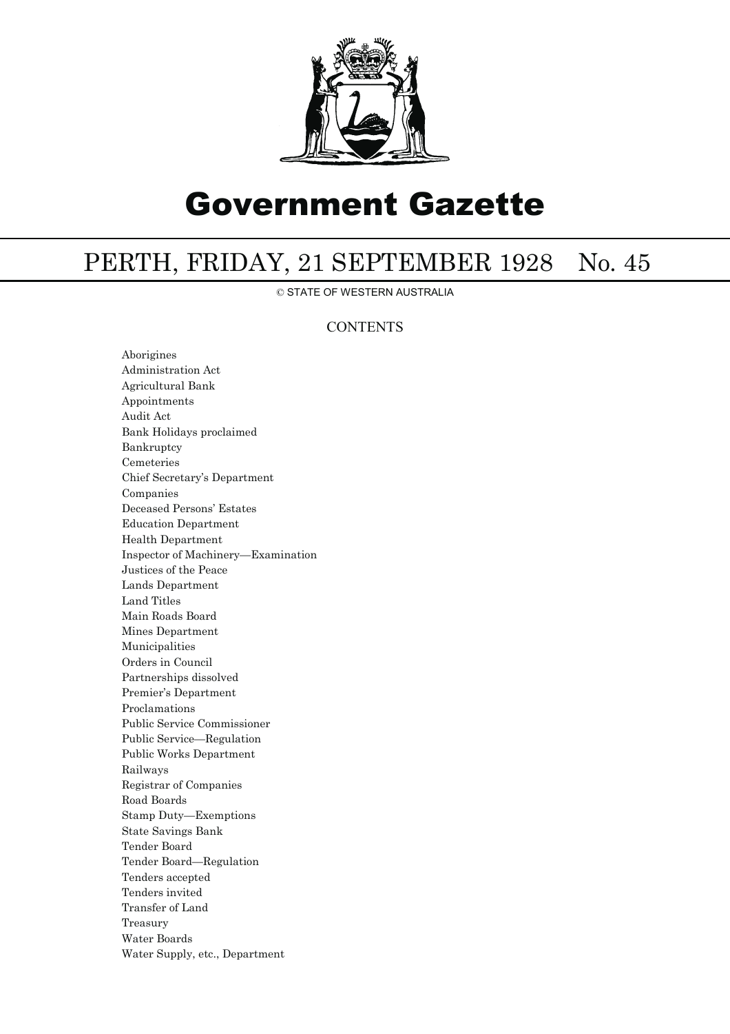# Government Gazette

## PERTH, FRIDAY, 21 SEPTEMBER 1928 No. 45

© STATE OF WESTERN AUSTRALIA

### CONTENTS

Aborigines
Administration Act
Agricultural Bank
Appointments
Audit Act
Bank Holidays proclaimed
Bankruptcy
Cemeteries
Chief Secretary's Department
Companies
Deceased Persons' Estates
Education Department
Health Department
Inspector of Machinery—Examination
Justices of the Peace
Lands Department
Land Titles
Main Roads Board
Mines Department
Municipalities
Orders in Council
Partnerships dissolved
Premier's Department
Proclamations
Public Service Commissioner
Public Service—Regulation
Public Works Department
Railways
Registrar of Companies
Road Boards
Stamp Duty—Exemptions
State Savings Bank
Tender Board
Tender Board—Regulation
Tenders accepted
Tenders invited
Transfer of Land
Treasury
Water Boards
Water Supply, etc., Department